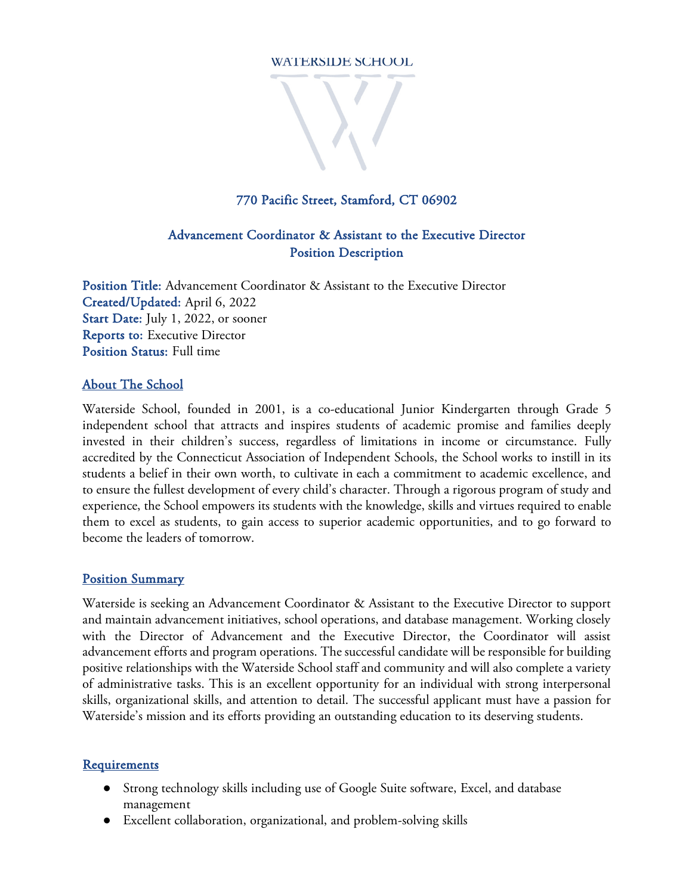WATERSIDE SCHOOL

770 Pacific Street, Stamford, CT 06902

# Advancement Coordinator & Assistant to the Executive Director
## Position Description

**Position Title:** Advancement Coordinator & Assistant to the Executive Director
**Created/Updated:** April 6, 2022
**Start Date:** July 1, 2022, or sooner
**Reports to:** Executive Director
**Position Status:** Full time

## About The School

Waterside School, founded in 2001, is a co-educational Junior Kindergarten through Grade 5 independent school that attracts and inspires students of academic promise and families deeply invested in their children's success, regardless of limitations in income or circumstance. Fully accredited by the Connecticut Association of Independent Schools, the School works to instill in its students a belief in their own worth, to cultivate in each a commitment to academic excellence, and to ensure the fullest development of every child's character. Through a rigorous program of study and experience, the School empowers its students with the knowledge, skills and virtues required to enable them to excel as students, to gain access to superior academic opportunities, and to go forward to become the leaders of tomorrow.

## Position Summary

Waterside is seeking an Advancement Coordinator & Assistant to the Executive Director to support and maintain advancement initiatives, school operations, and database management. Working closely with the Director of Advancement and the Executive Director, the Coordinator will assist advancement efforts and program operations. The successful candidate will be responsible for building positive relationships with the Waterside School staff and community and will also complete a variety of administrative tasks. This is an excellent opportunity for an individual with strong interpersonal skills, organizational skills, and attention to detail. The successful applicant must have a passion for Waterside's mission and its efforts providing an outstanding education to its deserving students.

## Requirements

- Strong technology skills including use of Google Suite software, Excel, and database management
- Excellent collaboration, organizational, and problem-solving skills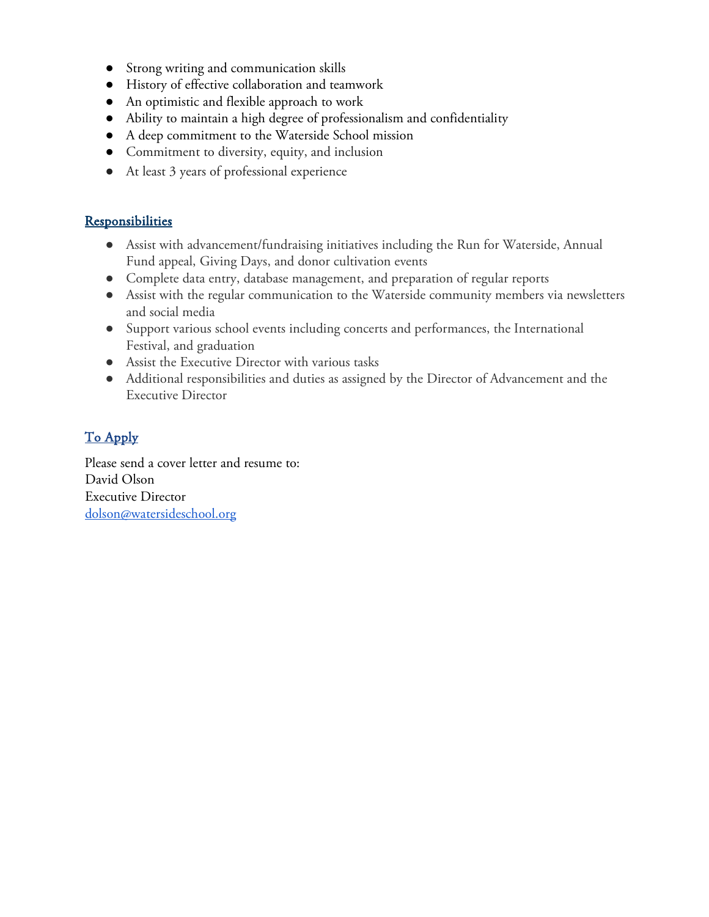- Strong writing and communication skills
- History of effective collaboration and teamwork
- An optimistic and flexible approach to work
- Ability to maintain a high degree of professionalism and confidentiality
- A deep commitment to the Waterside School mission
- Commitment to diversity, equity, and inclusion
- At least 3 years of professional experience

## Responsibilities

- Assist with advancement/fundraising initiatives including the Run for Waterside, Annual Fund appeal, Giving Days, and donor cultivation events
- Complete data entry, database management, and preparation of regular reports
- Assist with the regular communication to the Waterside community members via newsletters and social media
- Support various school events including concerts and performances, the International Festival, and graduation
- Assist the Executive Director with various tasks
- Additional responsibilities and duties as assigned by the Director of Advancement and the Executive Director

## To Apply

Please send a cover letter and resume to:
David Olson
Executive Director
dolson@watersideschool.org